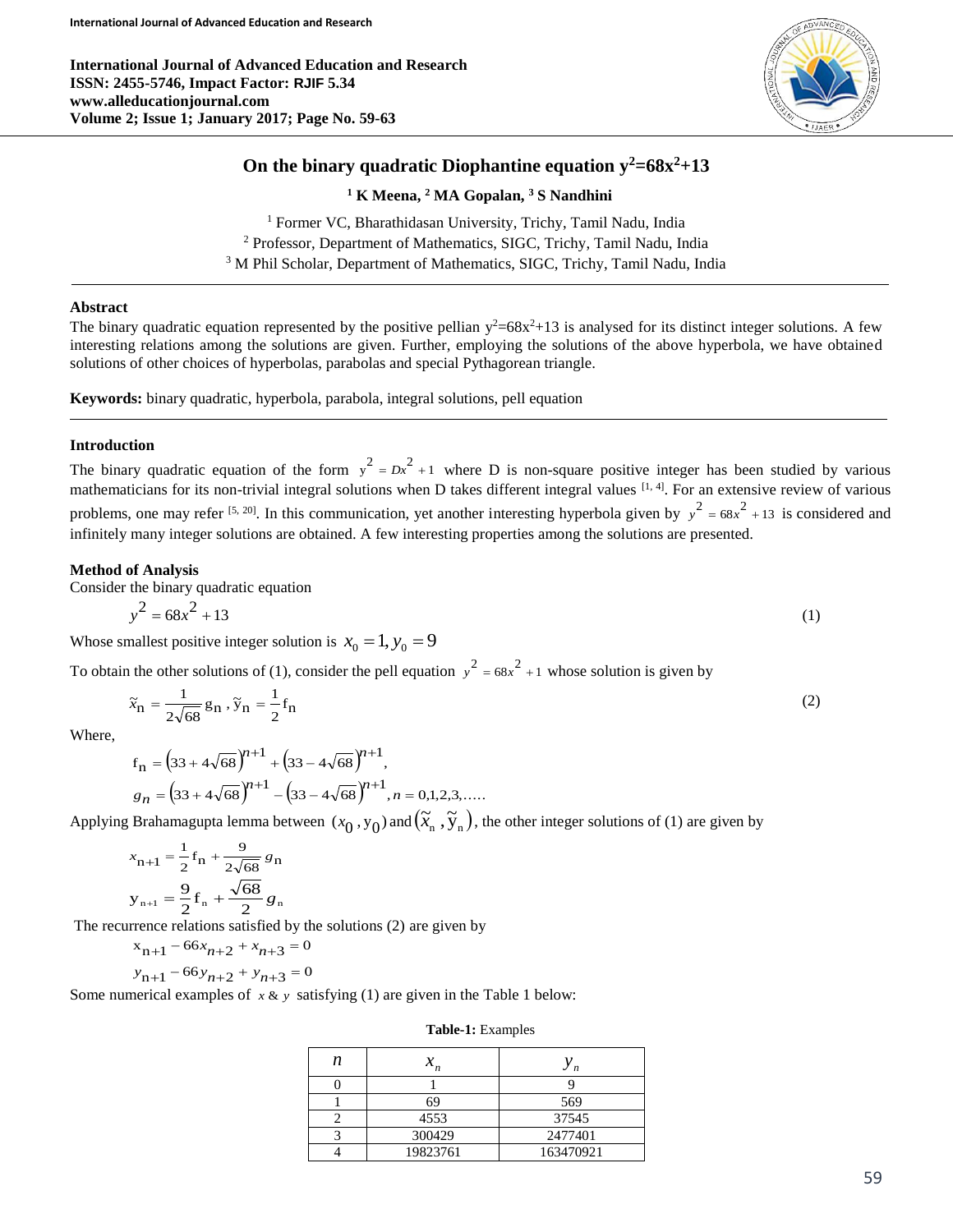**International Journal of Advanced Education and Research**
**ISSN: 2455-5746, Impact Factor: RJIF 5.34**
**www.alleducationjournal.com**
**Volume 2; Issue 1; January 2017; Page No. 59-63**

# On the binary quadratic Diophantine equation $y^2=68x^2+13$

**[1] K Meena, [2] MA Gopalan, [3] S Nandhini**

[1] Former VC, Bharathidasan University, Trichy, Tamil Nadu, India
[2] Professor, Department of Mathematics, SIGC, Trichy, Tamil Nadu, India
[3] M Phil Scholar, Department of Mathematics, SIGC, Trichy, Tamil Nadu, India

## Abstract

The binary quadratic equation represented by the positive pellian $y^2=68x^2+13$ is analysed for its distinct integer solutions. A few interesting relations among the solutions are given. Further, employing the solutions of the above hyperbola, we have obtained solutions of other choices of hyperbolas, parabolas and special Pythagorean triangle.

**Keywords:** binary quadratic, hyperbola, parabola, integral solutions, pell equation

## Introduction

The binary quadratic equation of the form $y^2 = Dx^2 + 1$ where D is non-square positive integer has been studied by various mathematicians for its non-trivial integral solutions when D takes different integral values [1, 4]. For an extensive review of various problems, one may refer [5, 20]. In this communication, yet another interesting hyperbola given by $y^2 = 68x^2 + 13$ is considered and infinitely many integer solutions are obtained. A few interesting properties among the solutions are presented.

## Method of Analysis

Consider the binary quadratic equation

$$y^2 = 68x^2 + 13 \tag{1}$$

Whose smallest positive integer solution is $x_0 = 1, y_0 = 9$

To obtain the other solutions of (1), consider the pell equation $y^2 = 68x^2 + 1$ whose solution is given by

$$\tilde{x}_n = \frac{1}{2\sqrt{68}} g_n , \tilde{y}_n = \frac{1}{2} f_n \tag{2}$$

Where,

$$f_n = \left(33 + 4\sqrt{68}\right)^{n+1} + \left(33 - 4\sqrt{68}\right)^{n+1},$$

$$g_n = \left(33 + 4\sqrt{68}\right)^{n+1} - \left(33 - 4\sqrt{68}\right)^{n+1}, n = 0,1,2,3,.....$$

Applying Brahamagupta lemma between $(x_0 , y_0)$ and $\left(\tilde{x}_n , \tilde{y}_n\right)$, the other integer solutions of (1) are given by

$$x_{n+1} = \frac{1}{2} f_n + \frac{9}{2\sqrt{68}} g_n$$

$$y_{n+1} = \frac{9}{2} f_n + \frac{\sqrt{68}}{2} g_n$$

The recurrence relations satisfied by the solutions (2) are given by

$$x_{n+1} - 66x_{n+2} + x_{n+3} = 0$$

$$y_{n+1} - 66y_{n+2} + y_{n+3} = 0$$

Some numerical examples of $x$ & $y$ satisfying (1) are given in the Table 1 below:

**Table-1:** Examples

| $n$ | $x_n$ | $y_n$ |
|---|---|---|
| 0 | 1 | 9 |
| 1 | 69 | 569 |
| 2 | 4553 | 37545 |
| 3 | 300429 | 2477401 |
| 4 | 19823761 | 163470921 |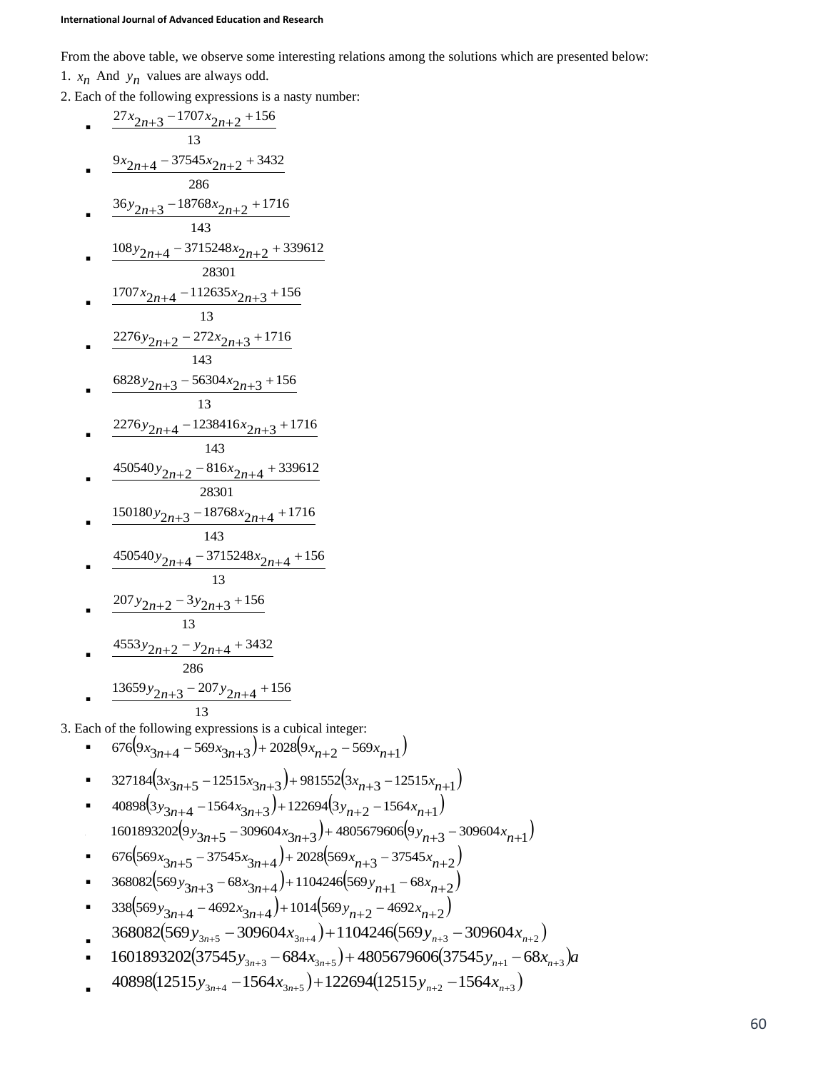From the above table, we observe some interesting relations among the solutions which are presented below:

1. $x_n$ And $y_n$ values are always odd.
2. Each of the following expressions is a nasty number:
   - $\dfrac{27x_{2n+3} - 1707x_{2n+2} + 156}{13}$
   - $\dfrac{9x_{2n+4} - 37545x_{2n+2} + 3432}{286}$
   - $\dfrac{36y_{2n+3} - 18768x_{2n+2} + 1716}{143}$
   - $\dfrac{108y_{2n+4} - 3715248x_{2n+2} + 339612}{28301}$
   - $\dfrac{1707x_{2n+4} - 112635x_{2n+3} + 156}{13}$
   - $\dfrac{2276y_{2n+2} - 272x_{2n+3} + 1716}{143}$
   - $\dfrac{6828y_{2n+3} - 56304x_{2n+3} + 156}{13}$
   - $\dfrac{2276y_{2n+4} - 1238416x_{2n+3} + 1716}{143}$
   - $\dfrac{450540y_{2n+2} - 816x_{2n+4} + 339612}{28301}$
   - $\dfrac{150180y_{2n+3} - 18768x_{2n+4} + 1716}{143}$
   - $\dfrac{450540y_{2n+4} - 3715248x_{2n+4} + 156}{13}$
   - $\dfrac{207y_{2n+2} - 3y_{2n+3} + 156}{13}$
   - $\dfrac{4553y_{2n+2} - y_{2n+4} + 3432}{286}$
   - $\dfrac{13659y_{2n+3} - 207y_{2n+4} + 156}{13}$
3. Each of the following expressions is a cubical integer:
   - $676\left(9x_{3n+4} - 569x_{3n+3}\right) + 2028\left(9x_{n+2} - 569x_{n+1}\right)$
   - $327184\left(3x_{3n+5} - 12515x_{3n+3}\right) + 981552\left(3x_{n+3} - 12515x_{n+1}\right)$
   - $40898\left(3y_{3n+4} - 1564x_{3n+3}\right) + 122694\left(3y_{n+2} - 1564x_{n+1}\right)$
   - $1601893202\left(9y_{3n+5} - 309604x_{3n+3}\right) + 4805679606\left(9y_{n+3} - 309604x_{n+1}\right)$
   - $676\left(569x_{3n+5} - 37545x_{3n+4}\right) + 2028\left(569x_{n+3} - 37545x_{n+2}\right)$
   - $368082\left(569y_{3n+3} - 68x_{3n+4}\right) + 1104246\left(569y_{n+1} - 68x_{n+2}\right)$
   - $338\left(569y_{3n+4} - 4692x_{3n+4}\right) + 1014\left(569y_{n+2} - 4692x_{n+2}\right)$
   - $368082\left(569y_{3n+5} - 309604x_{3n+4}\right) + 1104246\left(569y_{n+3} - 309604x_{n+2}\right)$
   - $1601893202\left(37545y_{3n+3} - 684x_{3n+5}\right) + 4805679606\left(37545y_{n+1} - 68x_{n+3}\right)a$
   - $40898\left(12515y_{3n+4} - 1564x_{3n+5}\right) + 122694\left(12515y_{n+2} - 1564x_{n+3}\right)$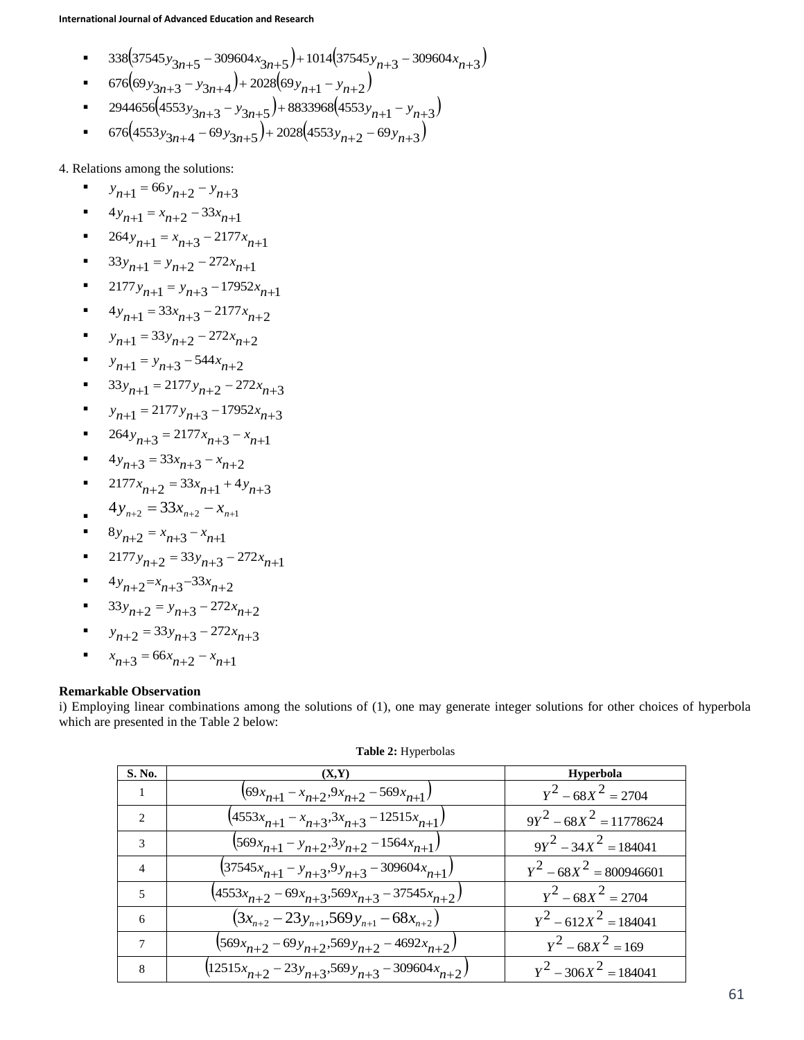- $338\left(37545y_{3n+5} - 309604x_{3n+5}\right) + 1014\left(37545y_{n+3} - 309604x_{n+3}\right)$
- $676\left(69y_{3n+3} - y_{3n+4}\right) + 2028\left(69y_{n+1} - y_{n+2}\right)$
- $2944656\left(4553y_{3n+3} - y_{3n+5}\right) + 8833968\left(4553y_{n+1} - y_{n+3}\right)$
- $676\left(4553y_{3n+4} - 69y_{3n+5}\right) + 2028\left(4553y_{n+2} - 69y_{n+3}\right)$

4. Relations among the solutions:

- $y_{n+1} = 66y_{n+2} - y_{n+3}$
- $4y_{n+1} = x_{n+2} - 33x_{n+1}$
- $264y_{n+1} = x_{n+3} - 2177x_{n+1}$
- $33y_{n+1} = y_{n+2} - 272x_{n+1}$
- $2177y_{n+1} = y_{n+3} - 17952x_{n+1}$
- $4y_{n+1} = 33x_{n+3} - 2177x_{n+2}$
- $y_{n+1} = 33y_{n+2} - 272x_{n+2}$
- $y_{n+1} = y_{n+3} - 544x_{n+2}$
- $33y_{n+1} = 2177y_{n+2} - 272x_{n+3}$
- $y_{n+1} = 2177y_{n+3} - 17952x_{n+3}$
- $264y_{n+3} = 2177x_{n+3} - x_{n+1}$
- $4y_{n+3} = 33x_{n+3} - x_{n+2}$
- $2177x_{n+2} = 33x_{n+1} + 4y_{n+3}$
- $4y_{n+2} = 33x_{n+2} - x_{n+1}$
- $8y_{n+2} = x_{n+3} - x_{n+1}$
- $2177y_{n+2} = 33y_{n+3} - 272x_{n+1}$
- $4y_{n+2} = x_{n+3} - 33x_{n+2}$
- $33y_{n+2} = y_{n+3} - 272x_{n+2}$
- $y_{n+2} = 33y_{n+3} - 272x_{n+3}$
- $x_{n+3} = 66x_{n+2} - x_{n+1}$

**Remarkable Observation**

i) Employing linear combinations among the solutions of (1), one may generate integer solutions for other choices of hyperbola which are presented in the Table 2 below:

**Table 2:** Hyperbolas

| S. No. | (X,Y) | Hyperbola |
|---|---|---|
| 1 | $\left(69x_{n+1} - x_{n+2}, 9x_{n+2} - 569x_{n+1}\right)$ | $Y^2 - 68X^2 = 2704$ |
| 2 | $\left(4553x_{n+1} - x_{n+3}, 3x_{n+3} - 12515x_{n+1}\right)$ | $9Y^2 - 68X^2 = 11778624$ |
| 3 | $\left(569x_{n+1} - y_{n+2}, 3y_{n+2} - 1564x_{n+1}\right)$ | $9Y^2 - 34X^2 = 184041$ |
| 4 | $\left(37545x_{n+1} - y_{n+3}, 9y_{n+3} - 309604x_{n+1}\right)$ | $Y^2 - 68X^2 = 800946601$ |
| 5 | $\left(4553x_{n+2} - 69x_{n+3}, 569x_{n+3} - 37545x_{n+2}\right)$ | $Y^2 - 68X^2 = 2704$ |
| 6 | $\left(3x_{n+2} - 23y_{n+1}, 569y_{n+1} - 68x_{n+2}\right)$ | $Y^2 - 612X^2 = 184041$ |
| 7 | $\left(569x_{n+2} - 69y_{n+2}, 569y_{n+2} - 4692x_{n+2}\right)$ | $Y^2 - 68X^2 = 169$ |
| 8 | $\left(12515x_{n+2} - 23y_{n+3}, 569y_{n+3} - 309604x_{n+2}\right)$ | $Y^2 - 306X^2 = 184041$ |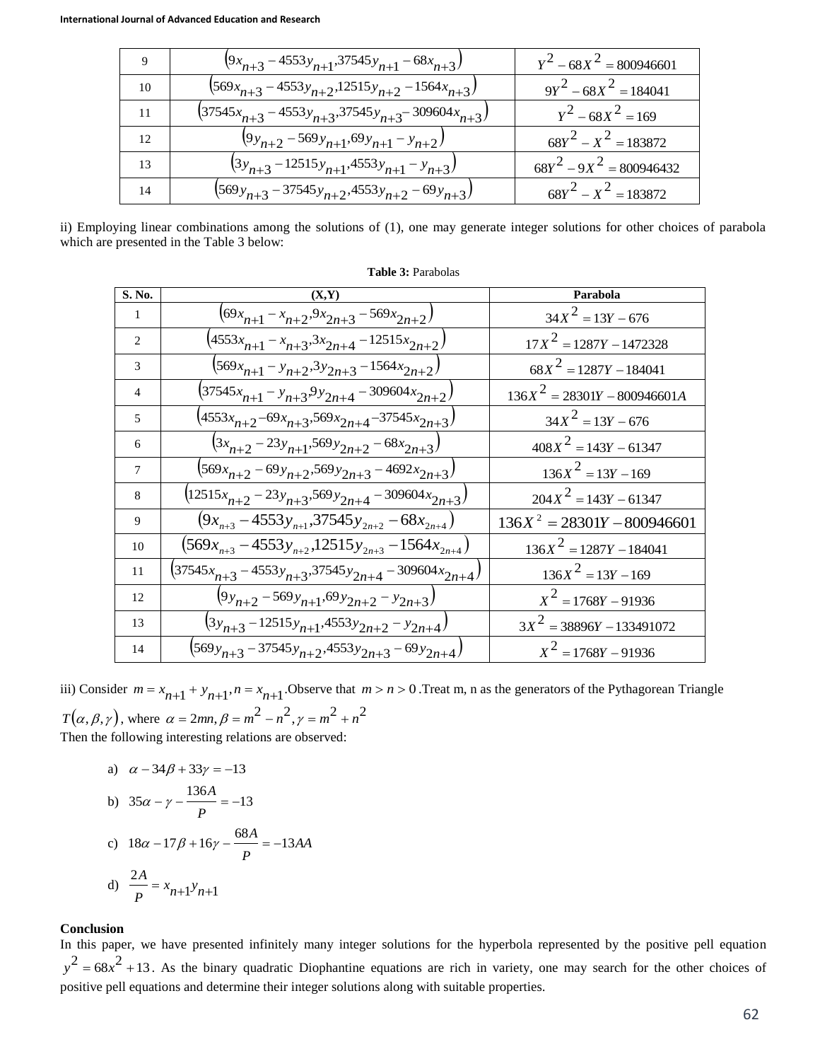| 9 | $\left(9x_{n+3}-4553y_{n+1},37545y_{n+1}-68x_{n+3}\right)$ | $Y^2-68X^2=800946601$ |
|---|---|---|
| 10 | $\left(569x_{n+3}-4553y_{n+2},12515y_{n+2}-1564x_{n+3}\right)$ | $9Y^2-68X^2=184041$ |
| 11 | $\left(37545x_{n+3}-4553y_{n+3},37545y_{n+3}-309604x_{n+3}\right)$ | $Y^2-68X^2=169$ |
| 12 | $\left(9y_{n+2}-569y_{n+1},69y_{n+1}-y_{n+2}\right)$ | $68Y^2-X^2=183872$ |
| 13 | $\left(3y_{n+3}-12515y_{n+1},4553y_{n+1}-y_{n+3}\right)$ | $68Y^2-9X^2=800946432$ |
| 14 | $\left(569y_{n+3}-37545y_{n+2},4553y_{n+2}-69y_{n+3}\right)$ | $68Y^2-X^2=183872$ |

ii) Employing linear combinations among the solutions of (1), one may generate integer solutions for other choices of parabola which are presented in the Table 3 below:

**Table 3:** Parabolas

| S. No. | (X,Y) | Parabola |
|---|---|---|
| 1 | $\left(69x_{n+1}-x_{n+2},9x_{2n+3}-569x_{2n+2}\right)$ | $34X^2=13Y-676$ |
| 2 | $\left(4553x_{n+1}-x_{n+3},3x_{2n+4}-12515x_{2n+2}\right)$ | $17X^2=1287Y-1472328$ |
| 3 | $\left(569x_{n+1}-y_{n+2},3y_{2n+3}-1564x_{2n+2}\right)$ | $68X^2=1287Y-184041$ |
| 4 | $\left(37545x_{n+1}-y_{n+3},9y_{2n+4}-309604x_{2n+2}\right)$ | $136X^2=28301Y-800946601A$ |
| 5 | $\left(4553x_{n+2}-69x_{n+3},569x_{2n+4}-37545x_{2n+3}\right)$ | $34X^2=13Y-676$ |
| 6 | $\left(3x_{n+2}-23y_{n+1},569y_{2n+2}-68x_{2n+3}\right)$ | $408X^2=143Y-61347$ |
| 7 | $\left(569x_{n+2}-69y_{n+2},569y_{2n+3}-4692x_{2n+3}\right)$ | $136X^2=13Y-169$ |
| 8 | $\left(12515x_{n+2}-23y_{n+3},569y_{2n+4}-309604x_{2n+3}\right)$ | $204X^2=143Y-61347$ |
| 9 | $\left(9x_{n+3}-4553y_{n+1},37545y_{2n+2}-68x_{2n+4}\right)$ | $136X^2=28301Y-800946601$ |
| 10 | $\left(569x_{n+3}-4553y_{n+2},12515y_{2n+3}-1564x_{2n+4}\right)$ | $136X^2=1287Y-184041$ |
| 11 | $\left(37545x_{n+3}-4553y_{n+3},37545y_{2n+4}-309604x_{2n+4}\right)$ | $136X^2=13Y-169$ |
| 12 | $\left(9y_{n+2}-569y_{n+1},69y_{2n+2}-y_{2n+3}\right)$ | $X^2=1768Y-91936$ |
| 13 | $\left(3y_{n+3}-12515y_{n+1},4553y_{2n+2}-y_{2n+4}\right)$ | $3X^2=38896Y-133491072$ |
| 14 | $\left(569y_{n+3}-37545y_{n+2},4553y_{2n+3}-69y_{2n+4}\right)$ | $X^2=1768Y-91936$ |

iii) Consider $m=x_{n+1}+y_{n+1}, n=x_{n+1}$. Observe that $m>n>0$. Treat m, n as the generators of the Pythagorean Triangle $T(\alpha,\beta,\gamma)$, where $\alpha=2mn, \beta=m^2-n^2, \gamma=m^2+n^2$

Then the following interesting relations are observed:

a) $\alpha-34\beta+33\gamma=-13$

b) $35\alpha-\gamma-\dfrac{136A}{P}=-13$

c) $18\alpha-17\beta+16\gamma-\dfrac{68A}{P}=-13AA$

d) $\dfrac{2A}{P}=x_{n+1}y_{n+1}$

**Conclusion**

In this paper, we have presented infinitely many integer solutions for the hyperbola represented by the positive pell equation $y^2=68x^2+13$. As the binary quadratic Diophantine equations are rich in variety, one may search for the other choices of positive pell equations and determine their integer solutions along with suitable properties.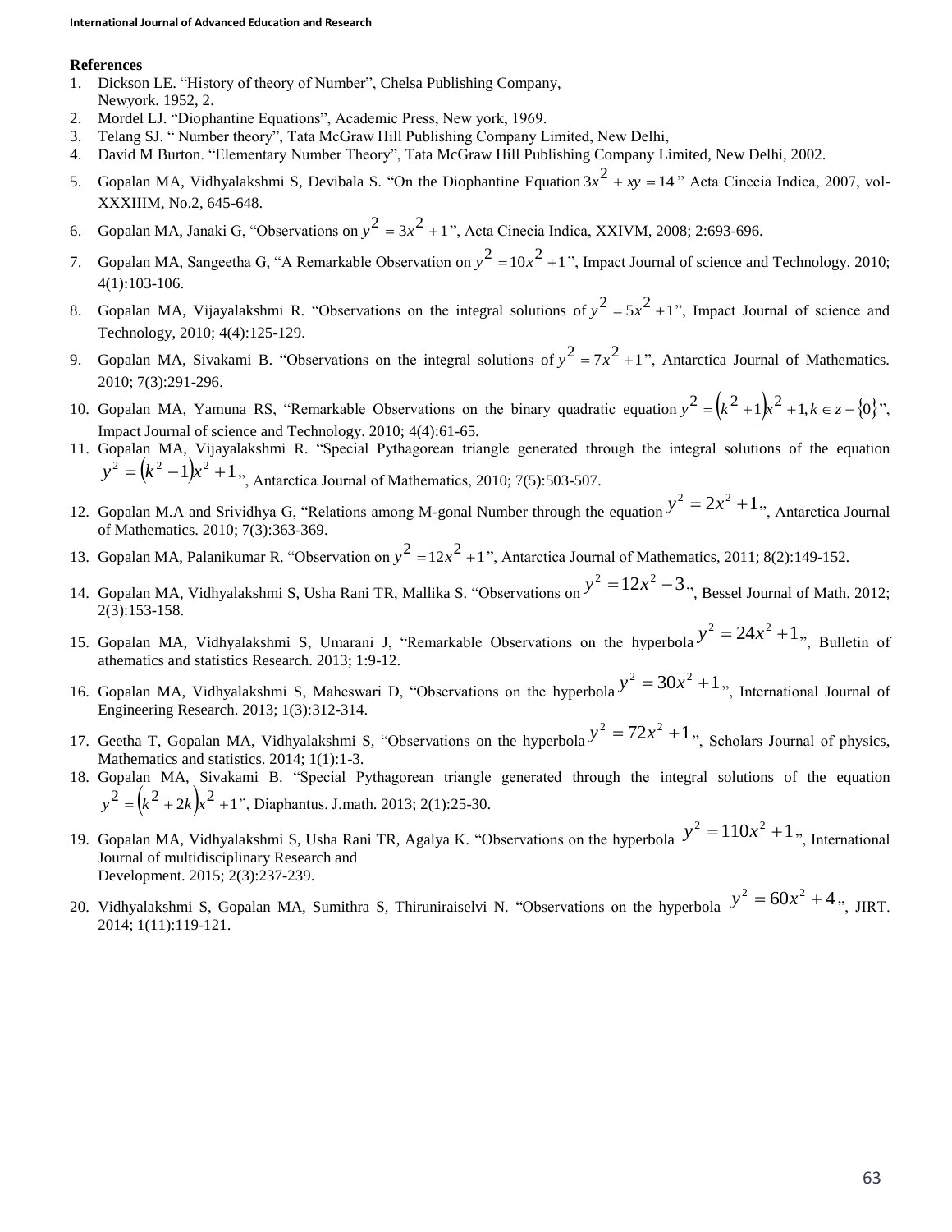**References**

1. Dickson LE. "History of theory of Number", Chelsa Publishing Company, Newyork. 1952, 2.
2. Mordel LJ. "Diophantine Equations", Academic Press, New york, 1969.
3. Telang SJ. " Number theory", Tata McGraw Hill Publishing Company Limited, New Delhi,
4. David M Burton. "Elementary Number Theory", Tata McGraw Hill Publishing Company Limited, New Delhi, 2002.
5. Gopalan MA, Vidhyalakshmi S, Devibala S. "On the Diophantine Equation $3x^2 + xy = 14$" Acta Cinecia Indica, 2007, vol-XXXIIIM, No.2, 645-648.
6. Gopalan MA, Janaki G, "Observations on $y^2 = 3x^2 + 1$", Acta Cinecia Indica, XXIVM, 2008; 2:693-696.
7. Gopalan MA, Sangeetha G, "A Remarkable Observation on $y^2 = 10x^2 + 1$", Impact Journal of science and Technology. 2010; 4(1):103-106.
8. Gopalan MA, Vijayalakshmi R. "Observations on the integral solutions of $y^2 = 5x^2 + 1$", Impact Journal of science and Technology, 2010; 4(4):125-129.
9. Gopalan MA, Sivakami B. "Observations on the integral solutions of $y^2 = 7x^2 + 1$", Antarctica Journal of Mathematics. 2010; 7(3):291-296.
10. Gopalan MA, Yamuna RS, "Remarkable Observations on the binary quadratic equation $y^2 = (k^2 + 1)x^2 + 1, k \in z - \{0\}$", Impact Journal of science and Technology. 2010; 4(4):61-65.
11. Gopalan MA, Vijayalakshmi R. "Special Pythagorean triangle generated through the integral solutions of the equation $y^2 = (k^2 - 1)x^2 + 1$", Antarctica Journal of Mathematics, 2010; 7(5):503-507.
12. Gopalan M.A and Srividhya G, "Relations among M-gonal Number through the equation $y^2 = 2x^2 + 1$", Antarctica Journal of Mathematics. 2010; 7(3):363-369.
13. Gopalan MA, Palanikumar R. "Observation on $y^2 = 12x^2 + 1$", Antarctica Journal of Mathematics, 2011; 8(2):149-152.
14. Gopalan MA, Vidhyalakshmi S, Usha Rani TR, Mallika S. "Observations on $y^2 = 12x^2 - 3$", Bessel Journal of Math. 2012; 2(3):153-158.
15. Gopalan MA, Vidhyalakshmi S, Umarani J, "Remarkable Observations on the hyperbola $y^2 = 24x^2 + 1$", Bulletin of athematics and statistics Research. 2013; 1:9-12.
16. Gopalan MA, Vidhyalakshmi S, Maheswari D, "Observations on the hyperbola $y^2 = 30x^2 + 1$", International Journal of Engineering Research. 2013; 1(3):312-314.
17. Geetha T, Gopalan MA, Vidhyalakshmi S, "Observations on the hyperbola $y^2 = 72x^2 + 1$", Scholars Journal of physics, Mathematics and statistics. 2014; 1(1):1-3.
18. Gopalan MA, Sivakami B. "Special Pythagorean triangle generated through the integral solutions of the equation $y^2 = (k^2 + 2k)x^2 + 1$", Diaphantus. J.math. 2013; 2(1):25-30.
19. Gopalan MA, Vidhyalakshmi S, Usha Rani TR, Agalya K. "Observations on the hyperbola $y^2 = 110x^2 + 1$", International Journal of multidisciplinary Research and Development. 2015; 2(3):237-239.
20. Vidhyalakshmi S, Gopalan MA, Sumithra S, Thiruniraiselvi N. "Observations on the hyperbola $y^2 = 60x^2 + 4$", JIRT. 2014; 1(11):119-121.